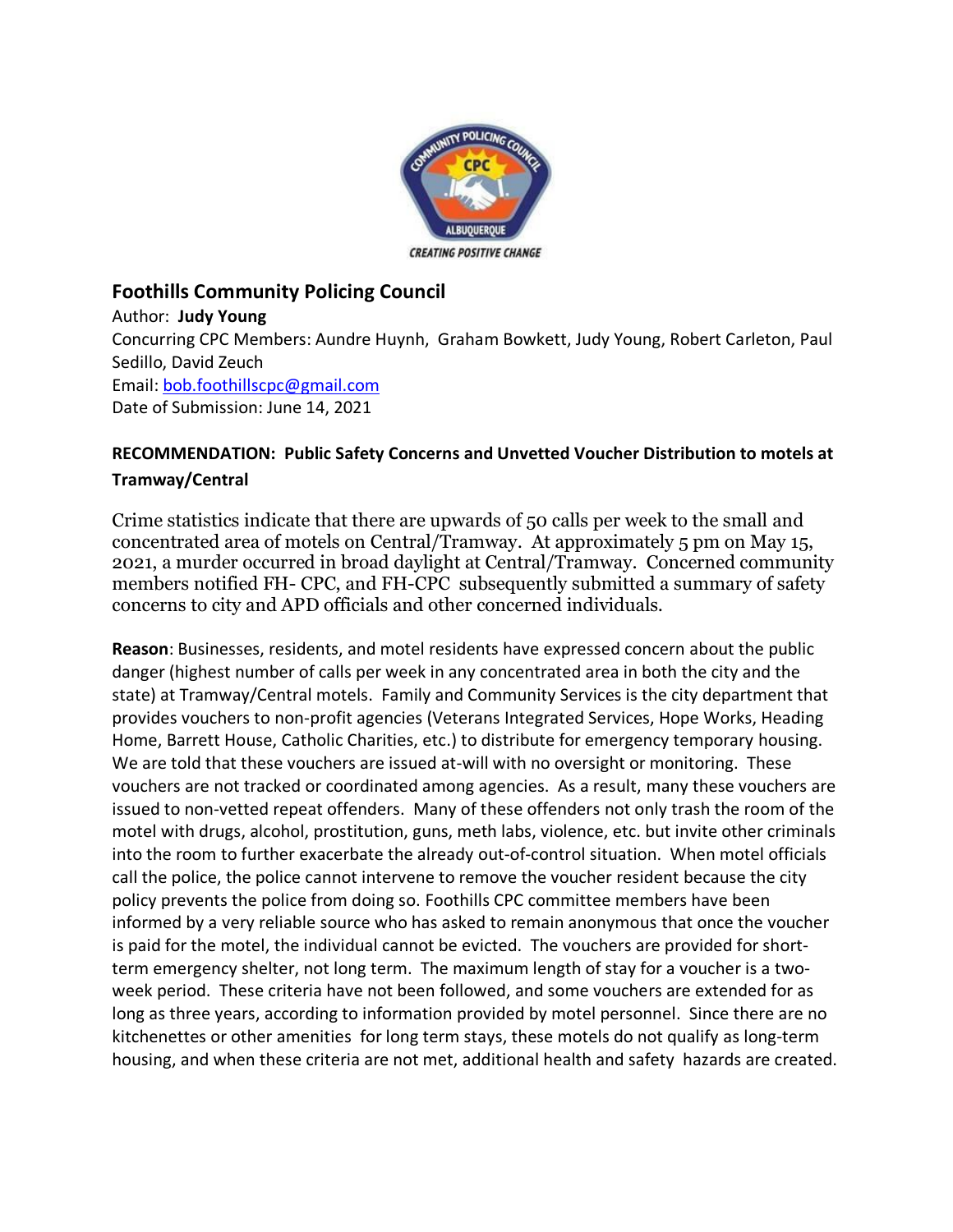## Foothills Community Policing Council

Author: **Judy Young**

Concurring CPC Members: Aundre Huynh, Graham Bowkett, Judy Young, Robert Carleton, Paul Sedillo, David Zeuch

Email: bob.foothillscpc@gmail.com

Date of Submission: June 14, 2021

### RECOMMENDATION: Public Safety Concerns and Unvetted Voucher Distribution to motels at Tramway/Central

Crime statistics indicate that there are upwards of 50 calls per week to the small and concentrated area of motels on Central/Tramway. At approximately 5 pm on May 15, 2021, a murder occurred in broad daylight at Central/Tramway. Concerned community members notified FH- CPC, and FH-CPC subsequently submitted a summary of safety concerns to city and APD officials and other concerned individuals.

**Reason**: Businesses, residents, and motel residents have expressed concern about the public danger (highest number of calls per week in any concentrated area in both the city and the state) at Tramway/Central motels. Family and Community Services is the city department that provides vouchers to non-profit agencies (Veterans Integrated Services, Hope Works, Heading Home, Barrett House, Catholic Charities, etc.) to distribute for emergency temporary housing. We are told that these vouchers are issued at-will with no oversight or monitoring. These vouchers are not tracked or coordinated among agencies. As a result, many these vouchers are issued to non-vetted repeat offenders. Many of these offenders not only trash the room of the motel with drugs, alcohol, prostitution, guns, meth labs, violence, etc. but invite other criminals into the room to further exacerbate the already out-of-control situation. When motel officials call the police, the police cannot intervene to remove the voucher resident because the city policy prevents the police from doing so. Foothills CPC committee members have been informed by a very reliable source who has asked to remain anonymous that once the voucher is paid for the motel, the individual cannot be evicted. The vouchers are provided for short-term emergency shelter, not long term. The maximum length of stay for a voucher is a two-week period. These criteria have not been followed, and some vouchers are extended for as long as three years, according to information provided by motel personnel. Since there are no kitchenettes or other amenities for long term stays, these motels do not qualify as long-term housing, and when these criteria are not met, additional health and safety hazards are created.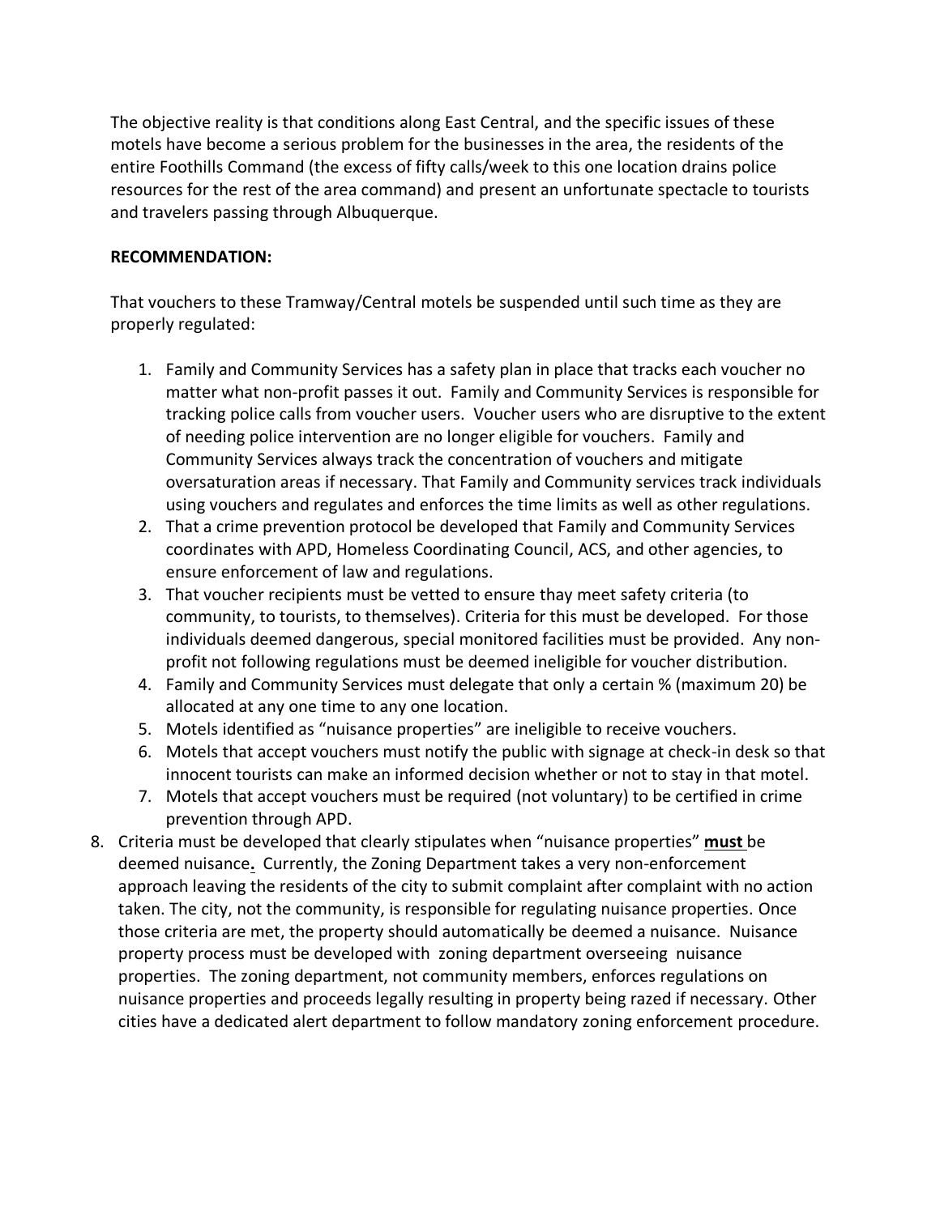The objective reality is that conditions along East Central, and the specific issues of these motels have become a serious problem for the businesses in the area, the residents of the entire Foothills Command (the excess of fifty calls/week to this one location drains police resources for the rest of the area command) and present an unfortunate spectacle to tourists and travelers passing through Albuquerque.

**RECOMMENDATION:**

That vouchers to these Tramway/Central motels be suspended until such time as they are properly regulated:

1. Family and Community Services has a safety plan in place that tracks each voucher no matter what non-profit passes it out. Family and Community Services is responsible for tracking police calls from voucher users. Voucher users who are disruptive to the extent of needing police intervention are no longer eligible for vouchers. Family and Community Services always track the concentration of vouchers and mitigate oversaturation areas if necessary. That Family and Community services track individuals using vouchers and regulates and enforces the time limits as well as other regulations.
2. That a crime prevention protocol be developed that Family and Community Services coordinates with APD, Homeless Coordinating Council, ACS, and other agencies, to ensure enforcement of law and regulations.
3. That voucher recipients must be vetted to ensure thay meet safety criteria (to community, to tourists, to themselves). Criteria for this must be developed. For those individuals deemed dangerous, special monitored facilities must be provided. Any non-profit not following regulations must be deemed ineligible for voucher distribution.
4. Family and Community Services must delegate that only a certain % (maximum 20) be allocated at any one time to any one location.
5. Motels identified as "nuisance properties" are ineligible to receive vouchers.
6. Motels that accept vouchers must notify the public with signage at check-in desk so that innocent tourists can make an informed decision whether or not to stay in that motel.
7. Motels that accept vouchers must be required (not voluntary) to be certified in crime prevention through APD.
8. Criteria must be developed that clearly stipulates when "nuisance properties" **must** be deemed nuisance**.** Currently, the Zoning Department takes a very non-enforcement approach leaving the residents of the city to submit complaint after complaint with no action taken. The city, not the community, is responsible for regulating nuisance properties. Once those criteria are met, the property should automatically be deemed a nuisance. Nuisance property process must be developed with zoning department overseeing nuisance properties. The zoning department, not community members, enforces regulations on nuisance properties and proceeds legally resulting in property being razed if necessary. Other cities have a dedicated alert department to follow mandatory zoning enforcement procedure.